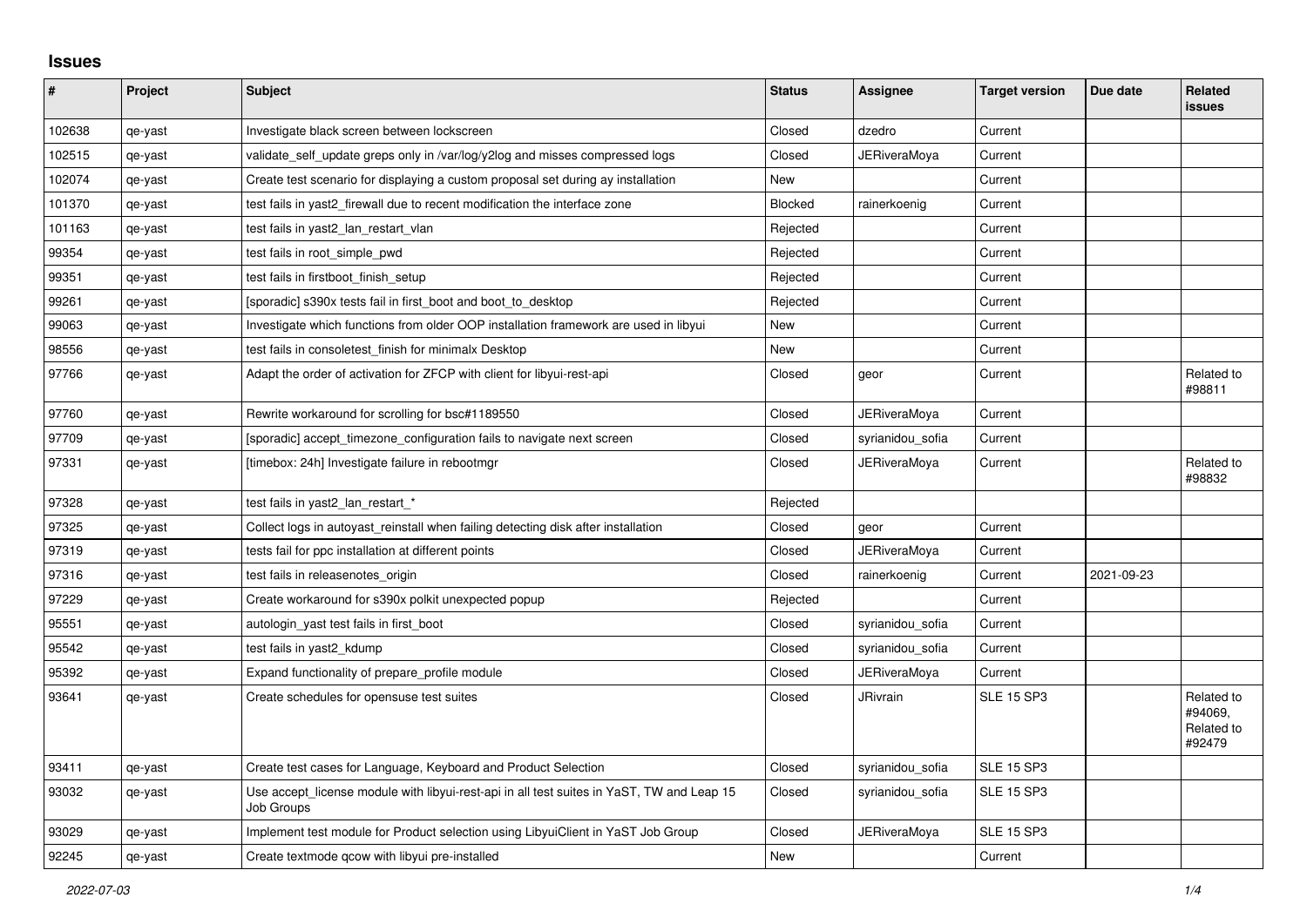## Issues

| # | Project | Subject | Status | Assignee | Target version | Due date | Related issues |
|---|---|---|---|---|---|---|---|
| 102638 | qe-yast | Investigate black screen between lockscreen | Closed | dzedro | Current | | |
| 102515 | qe-yast | validate_self_update greps only in /var/log/y2log and misses compressed logs | Closed | JERiveraMoya | Current | | |
| 102074 | qe-yast | Create test scenario for displaying a custom proposal set during ay installation | New | | Current | | |
| 101370 | qe-yast | test fails in yast2_firewall due to recent modification the interface zone | Blocked | rainerkoenig | Current | | |
| 101163 | qe-yast | test fails in yast2_lan_restart_vlan | Rejected | | Current | | |
| 99354 | qe-yast | test fails in root_simple_pwd | Rejected | | Current | | |
| 99351 | qe-yast | test fails in firstboot_finish_setup | Rejected | | Current | | |
| 99261 | qe-yast | [sporadic] s390x tests fail in first_boot and boot_to_desktop | Rejected | | Current | | |
| 99063 | qe-yast | Investigate which functions from older OOP installation framework are used in libyui | New | | Current | | |
| 98556 | qe-yast | test fails in consoletest_finish for minimalx Desktop | New | | Current | | |
| 97766 | qe-yast | Adapt the order of activation for ZFCP with client for libyui-rest-api | Closed | geor | Current | | Related to #98811 |
| 97760 | qe-yast | Rewrite workaround for scrolling for bsc#1189550 | Closed | JERiveraMoya | Current | | |
| 97709 | qe-yast | [sporadic] accept_timezone_configuration fails to navigate next screen | Closed | syrianidou_sofia | Current | | |
| 97331 | qe-yast | [timebox: 24h] Investigate failure in rebootmgr | Closed | JERiveraMoya | Current | | Related to #98832 |
| 97328 | qe-yast | test fails in yast2_lan_restart_* | Rejected | | | | |
| 97325 | qe-yast | Collect logs in autoyast_reinstall when failing detecting disk after installation | Closed | geor | Current | | |
| 97319 | qe-yast | tests fail for ppc installation at different points | Closed | JERiveraMoya | Current | | |
| 97316 | qe-yast | test fails in releasenotes_origin | Closed | rainerkoenig | Current | 2021-09-23 | |
| 97229 | qe-yast | Create workaround for s390x polkit unexpected popup | Rejected | | Current | | |
| 95551 | qe-yast | autologin_yast test fails in first_boot | Closed | syrianidou_sofia | Current | | |
| 95542 | qe-yast | test fails in yast2_kdump | Closed | syrianidou_sofia | Current | | |
| 95392 | qe-yast | Expand functionality of prepare_profile module | Closed | JERiveraMoya | Current | | |
| 93641 | qe-yast | Create schedules for opensuse test suites | Closed | JRivrain | SLE 15 SP3 | | Related to #94069, Related to #92479 |
| 93411 | qe-yast | Create test cases for Language, Keyboard and Product Selection | Closed | syrianidou_sofia | SLE 15 SP3 | | |
| 93032 | qe-yast | Use accept_license module with libyui-rest-api in all test suites in YaST, TW and Leap 15 Job Groups | Closed | syrianidou_sofia | SLE 15 SP3 | | |
| 93029 | qe-yast | Implement test module for Product selection using LibyuiClient in YaST Job Group | Closed | JERiveraMoya | SLE 15 SP3 | | |
| 92245 | qe-yast | Create textmode qcow with libyui pre-installed | New | | Current | | |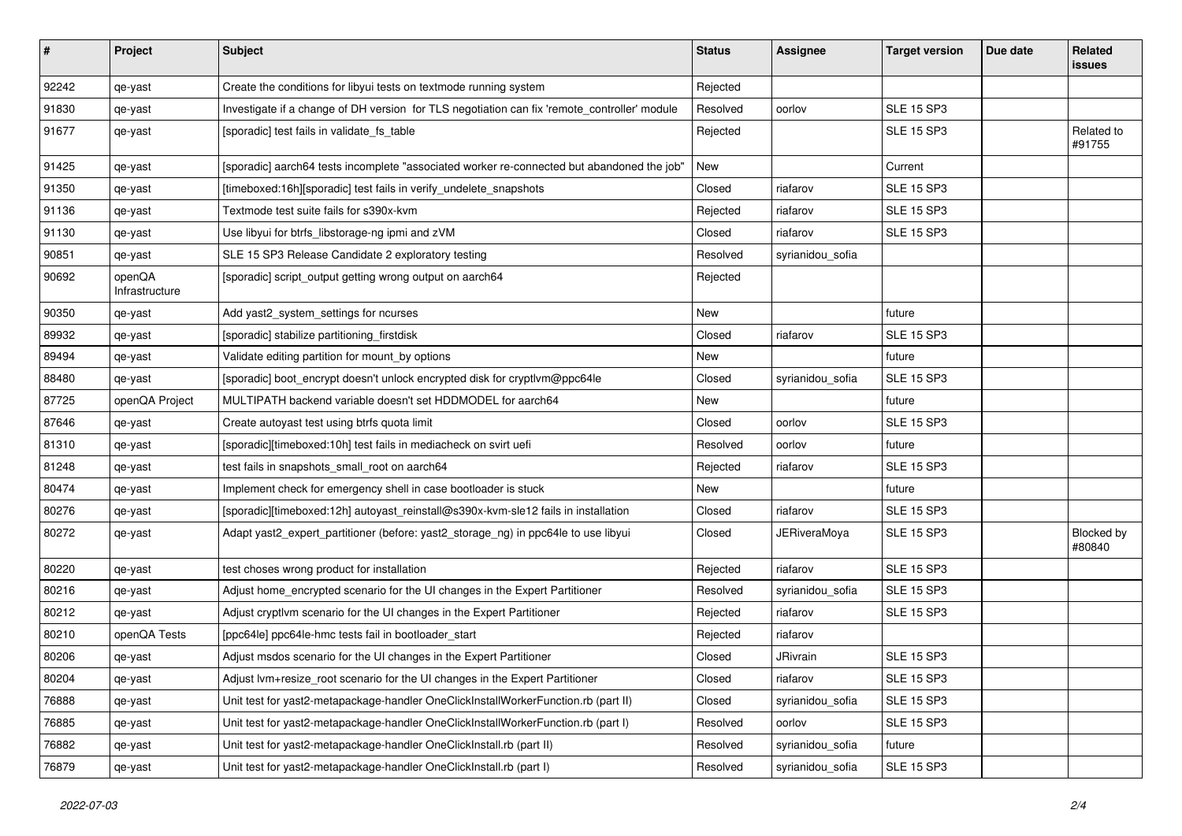| # | Project | Subject | Status | Assignee | Target version | Due date | Related issues |
|---|---|---|---|---|---|---|---|
| 92242 | qe-yast | Create the conditions for libyui tests on textmode running system | Rejected | | | | |
| 91830 | qe-yast | Investigate if a change of DH version for TLS negotiation can fix 'remote_controller' module | Resolved | oorlov | SLE 15 SP3 | | |
| 91677 | qe-yast | [sporadic] test fails in validate_fs_table | Rejected | | SLE 15 SP3 | | Related to #91755 |
| 91425 | qe-yast | [sporadic] aarch64 tests incomplete "associated worker re-connected but abandoned the job" | New | | Current | | |
| 91350 | qe-yast | [timeboxed:16h][sporadic] test fails in verify_undelete_snapshots | Closed | riafarov | SLE 15 SP3 | | |
| 91136 | qe-yast | Textmode test suite fails for s390x-kvm | Rejected | riafarov | SLE 15 SP3 | | |
| 91130 | qe-yast | Use libyui for btrfs_libstorage-ng ipmi and zVM | Closed | riafarov | SLE 15 SP3 | | |
| 90851 | qe-yast | SLE 15 SP3 Release Candidate 2 exploratory testing | Resolved | syrianidou_sofia | | | |
| 90692 | openQA Infrastructure | [sporadic] script_output getting wrong output on aarch64 | Rejected | | | | |
| 90350 | qe-yast | Add yast2_system_settings for ncurses | New | | future | | |
| 89932 | qe-yast | [sporadic] stabilize partitioning_firstdisk | Closed | riafarov | SLE 15 SP3 | | |
| 89494 | qe-yast | Validate editing partition for mount_by options | New | | future | | |
| 88480 | qe-yast | [sporadic] boot_encrypt doesn't unlock encrypted disk for cryptlvm@ppc64le | Closed | syrianidou_sofia | SLE 15 SP3 | | |
| 87725 | openQA Project | MULTIPATH backend variable doesn't set HDDMODEL for aarch64 | New | | future | | |
| 87646 | qe-yast | Create autoyast test using btrfs quota limit | Closed | oorlov | SLE 15 SP3 | | |
| 81310 | qe-yast | [sporadic][timeboxed:10h] test fails in mediacheck on svirt uefi | Resolved | oorlov | future | | |
| 81248 | qe-yast | test fails in snapshots_small_root on aarch64 | Rejected | riafarov | SLE 15 SP3 | | |
| 80474 | qe-yast | Implement check for emergency shell in case bootloader is stuck | New | | future | | |
| 80276 | qe-yast | [sporadic][timeboxed:12h] autoyast_reinstall@s390x-kvm-sle12 fails in installation | Closed | riafarov | SLE 15 SP3 | | |
| 80272 | qe-yast | Adapt yast2_expert_partitioner (before: yast2_storage_ng) in ppc64le to use libyui | Closed | JERiveraMoya | SLE 15 SP3 | | Blocked by #80840 |
| 80220 | qe-yast | test choses wrong product for installation | Rejected | riafarov | SLE 15 SP3 | | |
| 80216 | qe-yast | Adjust home_encrypted scenario for the UI changes in the Expert Partitioner | Resolved | syrianidou_sofia | SLE 15 SP3 | | |
| 80212 | qe-yast | Adjust cryptlvm scenario for the UI changes in the Expert Partitioner | Rejected | riafarov | SLE 15 SP3 | | |
| 80210 | openQA Tests | [ppc64le] ppc64le-hmc tests fail in bootloader_start | Rejected | riafarov | | | |
| 80206 | qe-yast | Adjust msdos scenario for the UI changes in the Expert Partitioner | Closed | JRivrain | SLE 15 SP3 | | |
| 80204 | qe-yast | Adjust lvm+resize_root scenario for the UI changes in the Expert Partitioner | Closed | riafarov | SLE 15 SP3 | | |
| 76888 | qe-yast | Unit test for yast2-metapackage-handler OneClickInstallWorkerFunction.rb (part II) | Closed | syrianidou_sofia | SLE 15 SP3 | | |
| 76885 | qe-yast | Unit test for yast2-metapackage-handler OneClickInstallWorkerFunction.rb (part I) | Resolved | oorlov | SLE 15 SP3 | | |
| 76882 | qe-yast | Unit test for yast2-metapackage-handler OneClickInstall.rb (part II) | Resolved | syrianidou_sofia | future | | |
| 76879 | qe-yast | Unit test for yast2-metapackage-handler OneClickInstall.rb (part I) | Resolved | syrianidou_sofia | SLE 15 SP3 | | |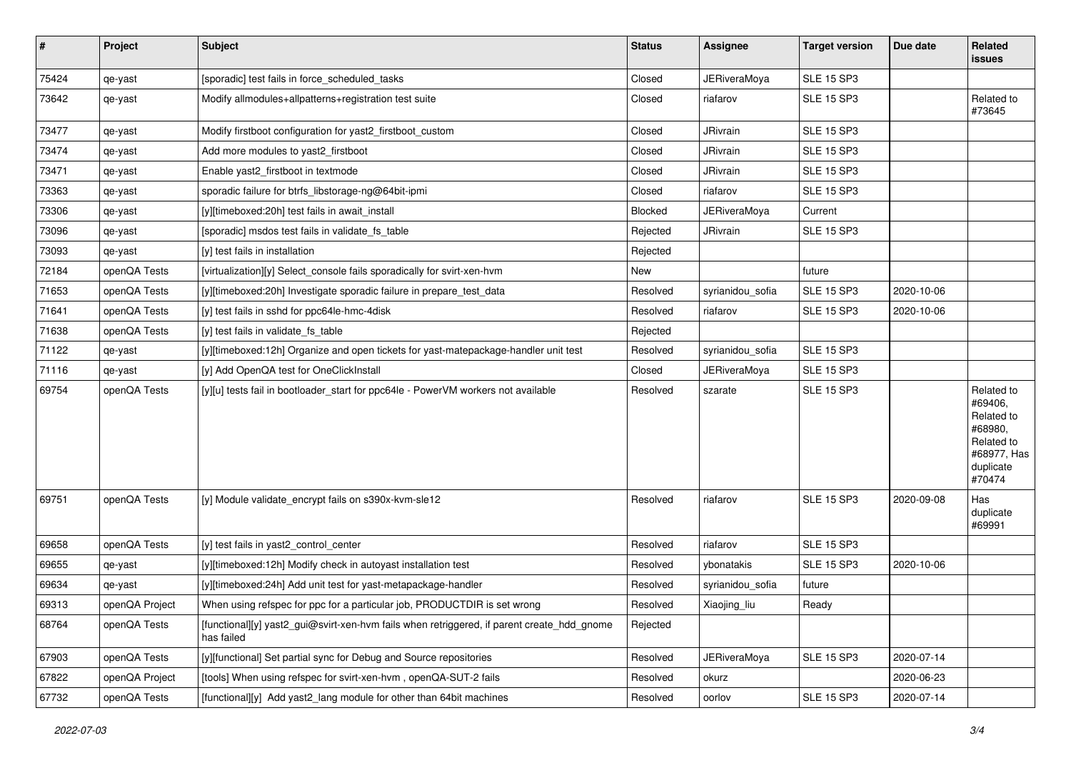| # | Project | Subject | Status | Assignee | Target version | Due date | Related issues |
|---|---|---|---|---|---|---|---|
| 75424 | qe-yast | [sporadic] test fails in force_scheduled_tasks | Closed | JERiveraMoya | SLE 15 SP3 | | |
| 73642 | qe-yast | Modify allmodules+allpatterns+registration test suite | Closed | riafarov | SLE 15 SP3 | | Related to #73645 |
| 73477 | qe-yast | Modify firstboot configuration for yast2_firstboot_custom | Closed | JRivrain | SLE 15 SP3 | | |
| 73474 | qe-yast | Add more modules to yast2_firstboot | Closed | JRivrain | SLE 15 SP3 | | |
| 73471 | qe-yast | Enable yast2_firstboot in textmode | Closed | JRivrain | SLE 15 SP3 | | |
| 73363 | qe-yast | sporadic failure for btrfs_libstorage-ng@64bit-ipmi | Closed | riafarov | SLE 15 SP3 | | |
| 73306 | qe-yast | [y][timeboxed:20h] test fails in await_install | Blocked | JERiveraMoya | Current | | |
| 73096 | qe-yast | [sporadic] msdos test fails in validate_fs_table | Rejected | JRivrain | SLE 15 SP3 | | |
| 73093 | qe-yast | [y] test fails in installation | Rejected | | | | |
| 72184 | openQA Tests | [virtualization][y] Select_console fails sporadically for svirt-xen-hvm | New | | future | | |
| 71653 | openQA Tests | [y][timeboxed:20h] Investigate sporadic failure in prepare_test_data | Resolved | syrianidou_sofia | SLE 15 SP3 | 2020-10-06 | |
| 71641 | openQA Tests | [y] test fails in sshd for ppc64le-hmc-4disk | Resolved | riafarov | SLE 15 SP3 | 2020-10-06 | |
| 71638 | openQA Tests | [y] test fails in validate_fs_table | Rejected | | | | |
| 71122 | qe-yast | [y][timeboxed:12h] Organize and open tickets for yast-matepackage-handler unit test | Resolved | syrianidou_sofia | SLE 15 SP3 | | |
| 71116 | qe-yast | [y] Add OpenQA test for OneClickInstall | Closed | JERiveraMoya | SLE 15 SP3 | | |
| 69754 | openQA Tests | [y][u] tests fail in bootloader_start for ppc64le - PowerVM workers not available | Resolved | szarate | SLE 15 SP3 | | Related to #69406, Related to #68980, Related to #68977, Has duplicate #70474 |
| 69751 | openQA Tests | [y] Module validate_encrypt fails on s390x-kvm-sle12 | Resolved | riafarov | SLE 15 SP3 | 2020-09-08 | Has duplicate #69991 |
| 69658 | openQA Tests | [y] test fails in yast2_control_center | Resolved | riafarov | SLE 15 SP3 | | |
| 69655 | qe-yast | [y][timeboxed:12h] Modify check in autoyast installation test | Resolved | ybonatakis | SLE 15 SP3 | 2020-10-06 | |
| 69634 | qe-yast | [y][timeboxed:24h] Add unit test for yast-metapackage-handler | Resolved | syrianidou_sofia | future | | |
| 69313 | openQA Project | When using refspec for ppc for a particular job, PRODUCTDIR is set wrong | Resolved | Xiaojing_liu | Ready | | |
| 68764 | openQA Tests | [functional][y] yast2_gui@svirt-xen-hvm fails when retriggered, if parent create_hdd_gnome has failed | Rejected | | | | |
| 67903 | openQA Tests | [y][functional] Set partial sync for Debug and Source repositories | Resolved | JERiveraMoya | SLE 15 SP3 | 2020-07-14 | |
| 67822 | openQA Project | [tools] When using refspec for svirt-xen-hvm , openQA-SUT-2 fails | Resolved | okurz | | 2020-06-23 | |
| 67732 | openQA Tests | [functional][y] Add yast2_lang module for other than 64bit machines | Resolved | oorlov | SLE 15 SP3 | 2020-07-14 | |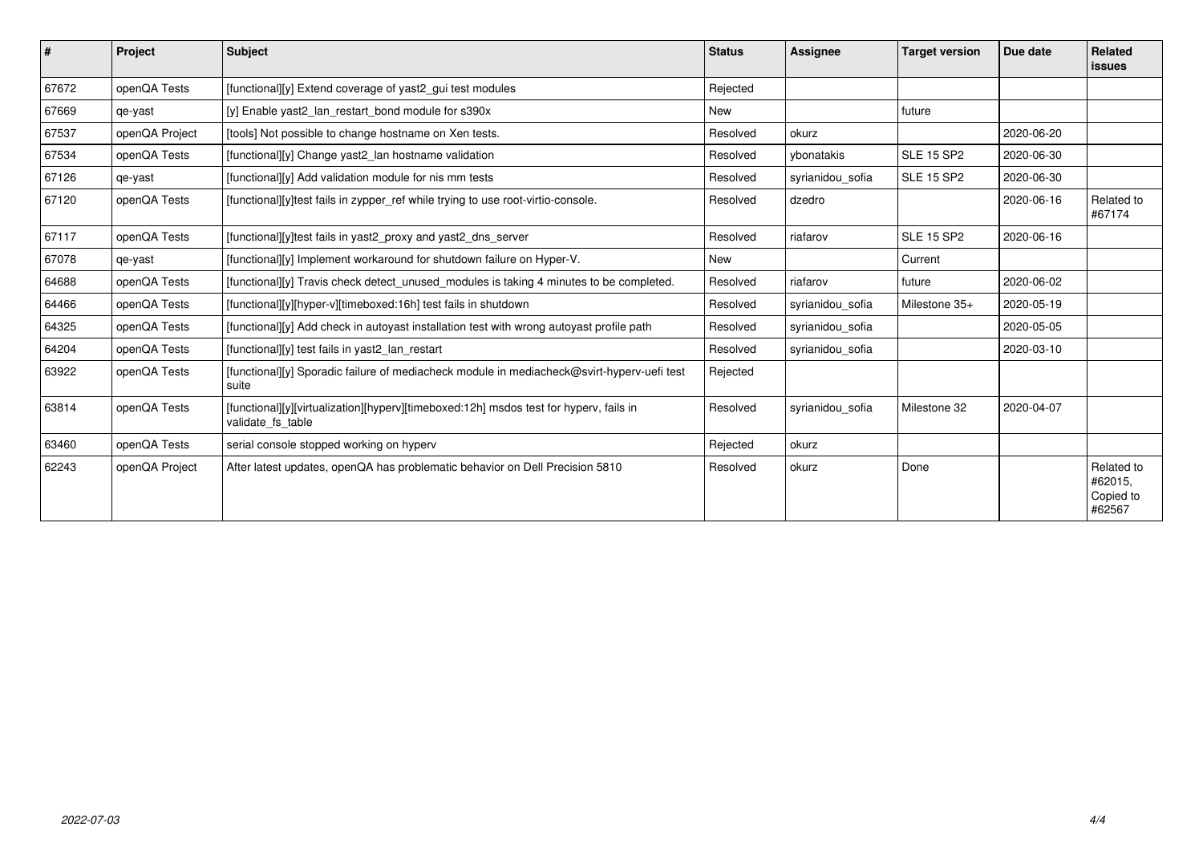| # | Project | Subject | Status | Assignee | Target version | Due date | Related issues |
|---|---|---|---|---|---|---|---|
| 67672 | openQA Tests | [functional][y] Extend coverage of yast2_gui test modules | Rejected | | | | |
| 67669 | qe-yast | [y] Enable yast2_lan_restart_bond module for s390x | New | | future | | |
| 67537 | openQA Project | [tools] Not possible to change hostname on Xen tests. | Resolved | okurz | | 2020-06-20 | |
| 67534 | openQA Tests | [functional][y] Change yast2_lan hostname validation | Resolved | ybonatakis | SLE 15 SP2 | 2020-06-30 | |
| 67126 | qe-yast | [functional][y] Add validation module for nis mm tests | Resolved | syrianidou_sofia | SLE 15 SP2 | 2020-06-30 | |
| 67120 | openQA Tests | [functional][y]test fails in zypper_ref while trying to use root-virtio-console. | Resolved | dzedro | | 2020-06-16 | Related to #67174 |
| 67117 | openQA Tests | [functional][y]test fails in yast2_proxy and yast2_dns_server | Resolved | riafarov | SLE 15 SP2 | 2020-06-16 | |
| 67078 | qe-yast | [functional][y] Implement workaround for shutdown failure on Hyper-V. | New | | Current | | |
| 64688 | openQA Tests | [functional][y] Travis check detect_unused_modules is taking 4 minutes to be completed. | Resolved | riafarov | future | 2020-06-02 | |
| 64466 | openQA Tests | [functional][y][hyper-v][timeboxed:16h] test fails in shutdown | Resolved | syrianidou_sofia | Milestone 35+ | 2020-05-19 | |
| 64325 | openQA Tests | [functional][y] Add check in autoyast installation test with wrong autoyast profile path | Resolved | syrianidou_sofia | | 2020-05-05 | |
| 64204 | openQA Tests | [functional][y] test fails in yast2_lan_restart | Resolved | syrianidou_sofia | | 2020-03-10 | |
| 63922 | openQA Tests | [functional][y] Sporadic failure of mediacheck module in mediacheck@svirt-hyperv-uefi test suite | Rejected | | | | |
| 63814 | openQA Tests | [functional][y][virtualization][hyperv][timeboxed:12h] msdos test for hyperv, fails in validate_fs_table | Resolved | syrianidou_sofia | Milestone 32 | 2020-04-07 | |
| 63460 | openQA Tests | serial console stopped working on hyperv | Rejected | okurz | | | |
| 62243 | openQA Project | After latest updates, openQA has problematic behavior on Dell Precision 5810 | Resolved | okurz | Done | | Related to #62015, Copied to #62567 |